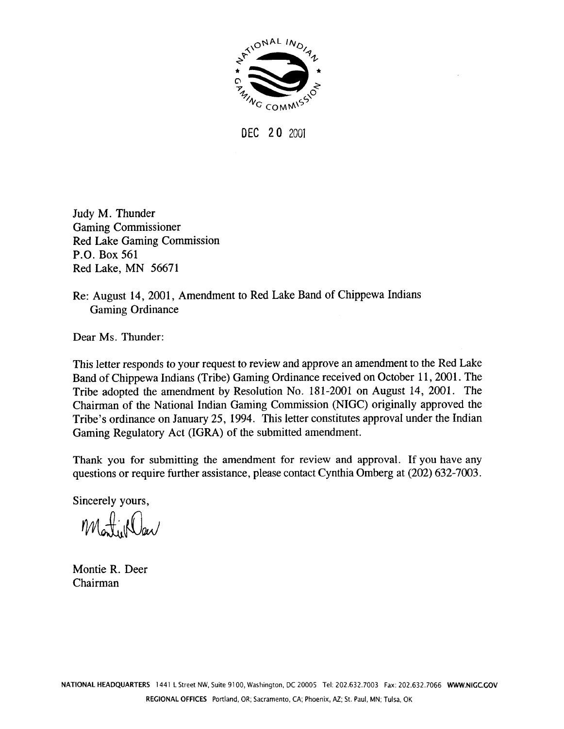NATIONAL INDIAN GAMING COMMISSION

DEC 20 2001

Judy M. Thunder
Gaming Commissioner
Red Lake Gaming Commission
P.O. Box 561
Red Lake, MN 56671

Re: August 14, 2001, Amendment to Red Lake Band of Chippewa Indians Gaming Ordinance

Dear Ms. Thunder:

This letter responds to your request to review and approve an amendment to the Red Lake Band of Chippewa Indians (Tribe) Gaming Ordinance received on October 11, 2001. The Tribe adopted the amendment by Resolution No. 181-2001 on August 14, 2001. The Chairman of the National Indian Gaming Commission (NIGC) originally approved the Tribe's ordinance on January 25, 1994. This letter constitutes approval under the Indian Gaming Regulatory Act (IGRA) of the submitted amendment.

Thank you for submitting the amendment for review and approval. If you have any questions or require further assistance, please contact Cynthia Omberg at (202) 632-7003.

Sincerely yours,

Montie R. Deer
Chairman

NATIONAL HEADQUARTERS 1441 L Street NW, Suite 9100, Washington, DC 20005 Tel: 202.632.7003 Fax: 202.632.7066 WWW.NIGC.GOV

REGIONAL OFFICES Portland, OR; Sacramento, CA; Phoenix, AZ; St. Paul, MN; Tulsa, OK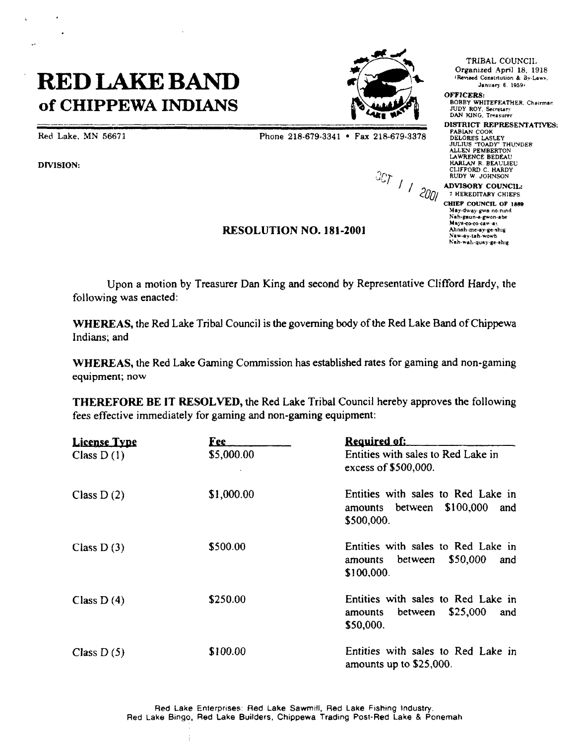# RED LAKE BAND of CHIPPEWA INDIANS

Red Lake, MN 56671

Phone 218-679-3341 • Fax 218-679-3378

DIVISION:

TRIBAL COUNCIL
Organized April 18, 1918
(Revised Constitution & By-Laws, January 6, 1959)

**OFFICERS:**
BOBBY WHITEFEATHER, Chairman
JUDY ROY, Secretary
DAN KING, Treasurer

**DISTRICT REPRESENTATIVES:**
FABIAN COOK
DELORES LASLEY
JULIUS "TOADY" THUNDER
ALLEN PEMBERTON
LAWRENCE BEDEAU
HARLAN R. BEAULIEU
CLIFFORD C. HARDY
RUDY W. JOHNSON

**ADVISORY COUNCIL:**
7 HEREDITARY CHIEFS

**CHIEF COUNCIL OF 1889**
May-dway-gwa no-nind
Nah-gaun-e-gwon-abe
Mays-co-co-caw-ay
Ahnah-me-ay-ge-shig
Naw-ay-tah-wowb
Nah-wah-quay-ge-shig

OCT 11 2001

## RESOLUTION NO. 181-2001

Upon a motion by Treasurer Dan King and second by Representative Clifford Hardy, the following was enacted:

**WHEREAS,** the Red Lake Tribal Council is the governing body of the Red Lake Band of Chippewa Indians; and

**WHEREAS,** the Red Lake Gaming Commission has established rates for gaming and non-gaming equipment; now

**THEREFORE BE IT RESOLVED,** the Red Lake Tribal Council hereby approves the following fees effective immediately for gaming and non-gaming equipment:

| License Type | Fee | Required of: |
|---|---|---|
| Class D (1) | $5,000.00 | Entities with sales to Red Lake in excess of $500,000. |
| Class D (2) | $1,000.00 | Entities with sales to Red Lake in amounts between $100,000 and $500,000. |
| Class D (3) | $500.00 | Entities with sales to Red Lake in amounts between $50,000 and $100,000. |
| Class D (4) | $250.00 | Entities with sales to Red Lake in amounts between $25,000 and $50,000. |
| Class D (5) | $100.00 | Entities with sales to Red Lake in amounts up to $25,000. |

Red Lake Enterprises: Red Lake Sawmill, Red Lake Fishing Industry, Red Lake Bingo, Red Lake Builders, Chippewa Trading Post-Red Lake & Ponemah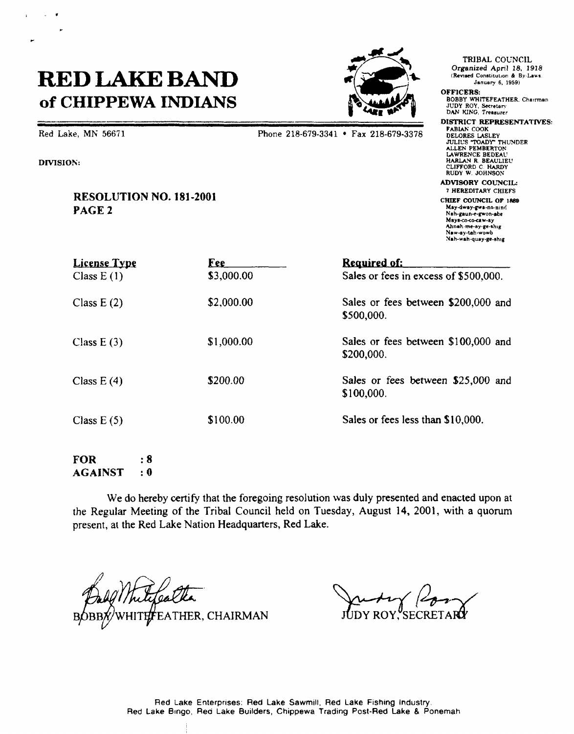# RED LAKE BAND of CHIPPEWA INDIANS

Red Lake, MN 56671

Phone 218-679-3341 • Fax 218-679-3378

DIVISION:

TRIBAL COUNCIL
Organized April 18, 1918
(Revised Constitution & By-Laws January 6, 1959)

OFFICERS:
BOBBY WHITEFEATHER, Chairman
JUDY ROY, Secretary
DAN KING, Treasurer

DISTRICT REPRESENTATIVES:
FABIAN COOK
DELORES LASLEY
JULIUS "TOADY" THUNDER
ALLEN PEMBERTON
LAWRENCE BEDEAU
HARLAN R. BEAULIEU
CLIFFORD C. HARDY
RUDY W. JOHNSON

ADVISORY COUNCIL:
7 HEREDITARY CHIEFS

CHIEF COUNCIL OF 1889
May-dway-gwa-no-nind
Nah-gaun-e-gwon-abe
Mays-co-co-caw-ay
Ahnah-me-ay-ge-shig
Naw-ay-tah-wowb
Nah-wah-quay-ge-shig

**RESOLUTION NO. 181-2001**
**PAGE 2**

| License Type | Fee | Required of: |
|---|---|---|
| Class E (1) | \$3,000.00 | Sales or fees in excess of \$500,000. |
| Class E (2) | \$2,000.00 | Sales or fees between \$200,000 and \$500,000. |
| Class E (3) | \$1,000.00 | Sales or fees between \$100,000 and \$200,000. |
| Class E (4) | \$200.00 | Sales or fees between \$25,000 and \$100,000. |
| Class E (5) | \$100.00 | Sales or fees less than \$10,000. |

**FOR : 8**
**AGAINST : 0**

We do hereby certify that the foregoing resolution was duly presented and enacted upon at the Regular Meeting of the Tribal Council held on Tuesday, August 14, 2001, with a quorum present, at the Red Lake Nation Headquarters, Red Lake.

BOBBY WHITEFEATHER, CHAIRMAN

JUDY ROY, SECRETARY

Red Lake Enterprises: Red Lake Sawmill, Red Lake Fishing Industry, Red Lake Bingo, Red Lake Builders, Chippewa Trading Post-Red Lake & Ponemah